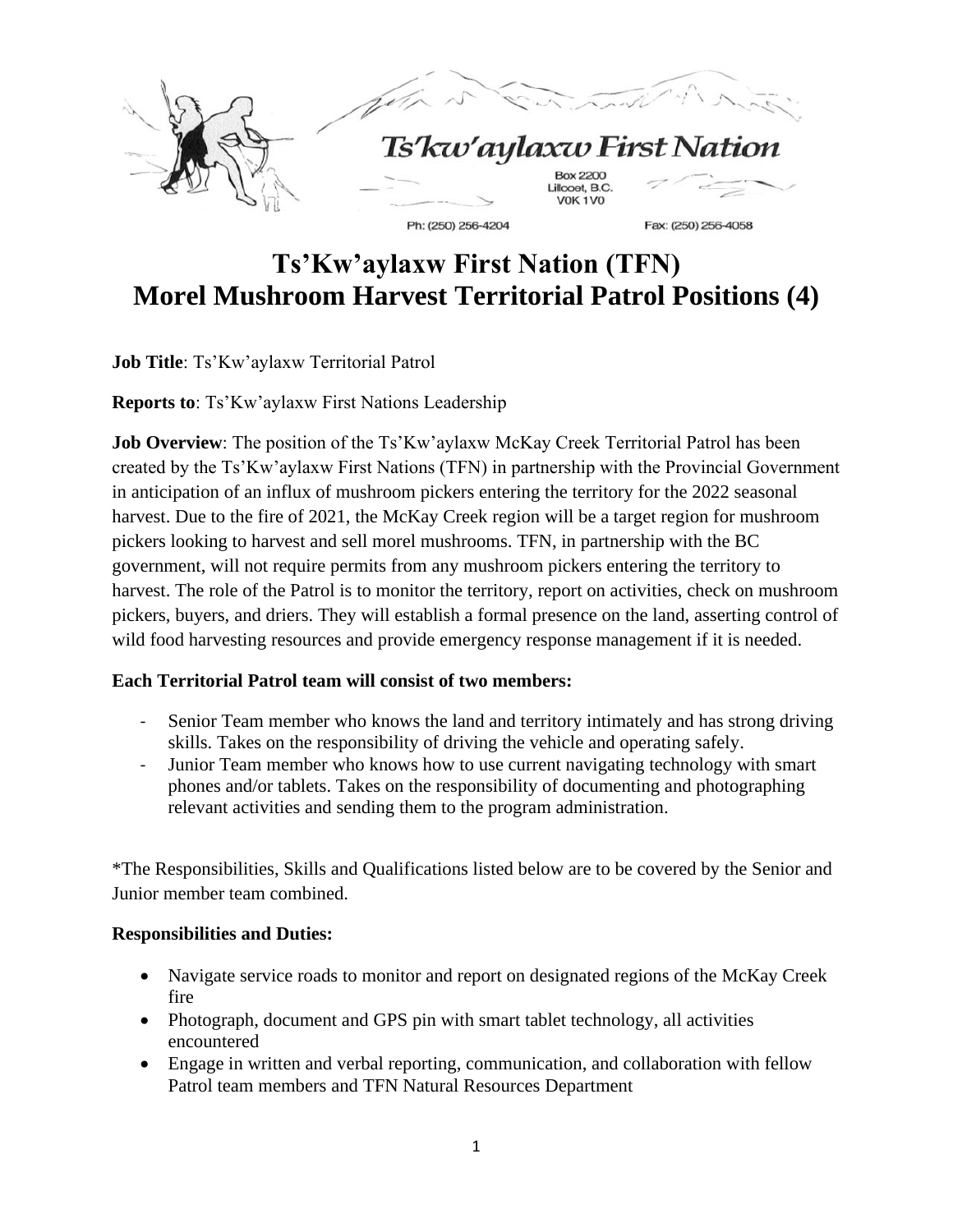Ts'kw'aylaxw First Nation

Box 2200
Lillooet, B.C.
V0K 1V0

Ph: (250) 256-4204 Fax: (250) 256-4058

# Ts'Kw'aylaxw First Nation (TFN)
# Morel Mushroom Harvest Territorial Patrol Positions (4)

**Job Title**: Ts'Kw'aylaxw Territorial Patrol

**Reports to**: Ts'Kw'aylaxw First Nations Leadership

**Job Overview**: The position of the Ts'Kw'aylaxw McKay Creek Territorial Patrol has been created by the Ts'Kw'aylaxw First Nations (TFN) in partnership with the Provincial Government in anticipation of an influx of mushroom pickers entering the territory for the 2022 seasonal harvest. Due to the fire of 2021, the McKay Creek region will be a target region for mushroom pickers looking to harvest and sell morel mushrooms. TFN, in partnership with the BC government, will not require permits from any mushroom pickers entering the territory to harvest. The role of the Patrol is to monitor the territory, report on activities, check on mushroom pickers, buyers, and driers. They will establish a formal presence on the land, asserting control of wild food harvesting resources and provide emergency response management if it is needed.

**Each Territorial Patrol team will consist of two members:**

- Senior Team member who knows the land and territory intimately and has strong driving skills. Takes on the responsibility of driving the vehicle and operating safely.
- Junior Team member who knows how to use current navigating technology with smart phones and/or tablets. Takes on the responsibility of documenting and photographing relevant activities and sending them to the program administration.

*The Responsibilities, Skills and Qualifications listed below are to be covered by the Senior and Junior member team combined.

**Responsibilities and Duties:**

- Navigate service roads to monitor and report on designated regions of the McKay Creek fire
- Photograph, document and GPS pin with smart tablet technology, all activities encountered
- Engage in written and verbal reporting, communication, and collaboration with fellow Patrol team members and TFN Natural Resources Department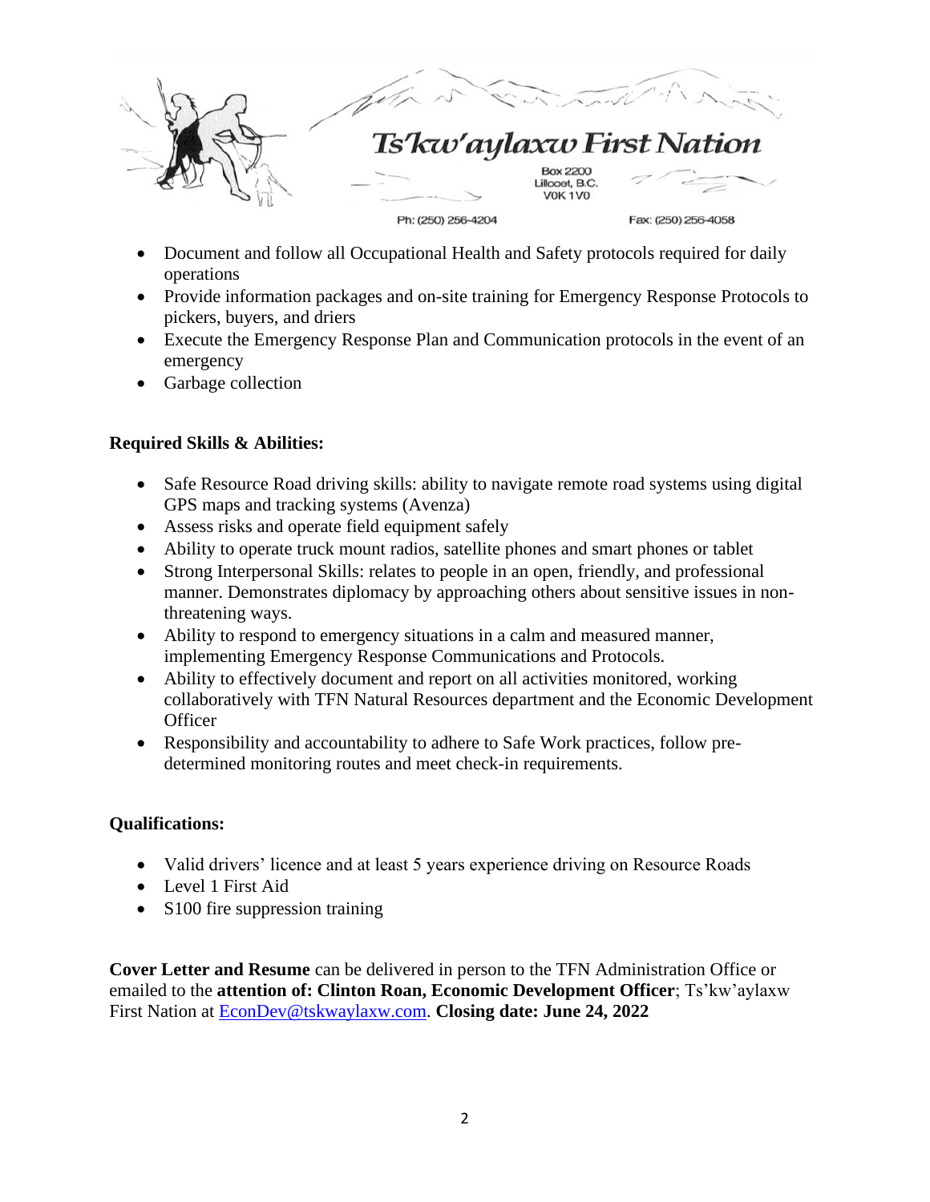- Document and follow all Occupational Health and Safety protocols required for daily operations
- Provide information packages and on-site training for Emergency Response Protocols to pickers, buyers, and driers
- Execute the Emergency Response Plan and Communication protocols in the event of an emergency
- Garbage collection

**Required Skills & Abilities:**

- Safe Resource Road driving skills: ability to navigate remote road systems using digital GPS maps and tracking systems (Avenza)
- Assess risks and operate field equipment safely
- Ability to operate truck mount radios, satellite phones and smart phones or tablet
- Strong Interpersonal Skills: relates to people in an open, friendly, and professional manner. Demonstrates diplomacy by approaching others about sensitive issues in non-threatening ways.
- Ability to respond to emergency situations in a calm and measured manner, implementing Emergency Response Communications and Protocols.
- Ability to effectively document and report on all activities monitored, working collaboratively with TFN Natural Resources department and the Economic Development Officer
- Responsibility and accountability to adhere to Safe Work practices, follow pre-determined monitoring routes and meet check-in requirements.

**Qualifications:**

- Valid drivers' licence and at least 5 years experience driving on Resource Roads
- Level 1 First Aid
- S100 fire suppression training

**Cover Letter and Resume** can be delivered in person to the TFN Administration Office or emailed to the **attention of: Clinton Roan, Economic Development Officer**; Ts'kw'aylaxw First Nation at EconDev@tskwaylaxw.com. **Closing date: June 24, 2022**